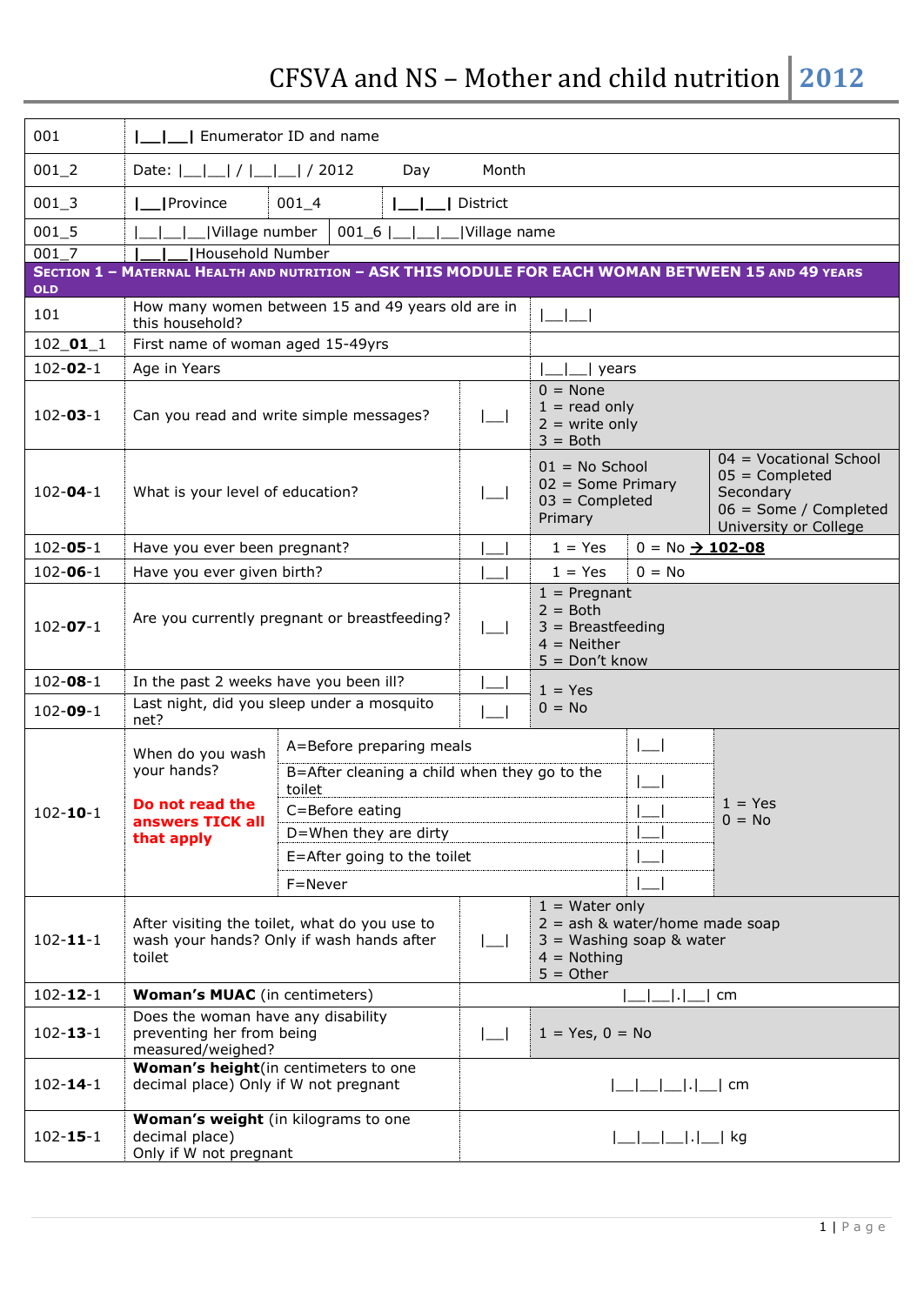# CFSVA and NS – Mother and child nutrition 2012

| | | | |
|---|---|---|---|
| 001 | \|__\|__\| Enumerator ID and name | | |
| 001_2 | Date: \|__\|__\| / \|__\|__\| / 2012 Day Month | | |
| 001_3 | \|__\|Province | 001_4 | \|__\|__\| District |
| 001_5 | \|__\|__\|__\|Village number | 001_6 \|__\|__\|__\|Village name | |
| 001_7 | \|__\|__\|Household Number | | |

**SECTION 1 – MATERNAL HEALTH AND NUTRITION – ASK THIS MODULE FOR EACH WOMAN BETWEEN 15 AND 49 YEARS OLD**

| | | | | |
|---|---|---|---|---|
| 101 | How many women between 15 and 49 years old are in this household? | | \|__\|__\| | |
| 102_**01**_1 | First name of woman aged 15-49yrs | | | |
| 102-**02**-1 | Age in Years | | \|__\|__\| years | |
| 102-**03**-1 | Can you read and write simple messages? | \|__\| | 0 = None<br>1 = read only<br>2 = write only<br>3 = Both | |
| 102-**04**-1 | What is your level of education? | \|__\| | 01 = No School<br>02 = Some Primary<br>03 = Completed Primary | 04 = Vocational School<br>05 = Completed Secondary<br>06 = Some / Completed University or College |
| 102-**05**-1 | Have you ever been pregnant? | \|__\| | 1 = Yes | 0 = No → **102-08** |
| 102-**06**-1 | Have you ever given birth? | \|__\| | 1 = Yes | 0 = No |
| 102-**07**-1 | Are you currently pregnant or breastfeeding? | \|__\| | 1 = Pregnant<br>2 = Both<br>3 = Breastfeeding<br>4 = Neither<br>5 = Don't know | |
| 102-**08**-1 | In the past 2 weeks have you been ill? | \|__\| | 1 = Yes<br>0 = No | |
| 102-**09**-1 | Last night, did you sleep under a mosquito net? | \|__\| | | |

| | | | | |
|---|---|---|---|---|
| 102-**10**-1 | When do you wash your hands?<br><br>**Do not read the answers TICK all that apply** | A=Before preparing meals | \|__\| | 1 = Yes<br>0 = No |
| | | B=After cleaning a child when they go to the toilet | \|__\| | |
| | | C=Before eating | \|__\| | |
| | | D=When they are dirty | \|__\| | |
| | | E=After going to the toilet | \|__\| | |
| | | F=Never | \|__\| | |

| | | | |
|---|---|---|---|
| 102-**11**-1 | After visiting the toilet, what do you use to wash your hands? Only if wash hands after toilet | \|__\| | 1 = Water only<br>2 = ash & water/home made soap<br>3 = Washing soap & water<br>4 = Nothing<br>5 = Other |
| 102-**12**-1 | **Woman's MUAC** (in centimeters) | \|__\|__\|.\|__\| cm | |
| 102-**13**-1 | Does the woman have any disability preventing her from being measured/weighed? | \|__\| | 1 = Yes, 0 = No |
| 102-**14**-1 | **Woman's height**(in centimeters to one decimal place) Only if W not pregnant | \|__\|__\|__\|.\|__\| cm | |
| 102-**15**-1 | **Woman's weight** (in kilograms to one decimal place)<br>Only if W not pregnant | \|__\|__\|__\|.\|__\| kg | |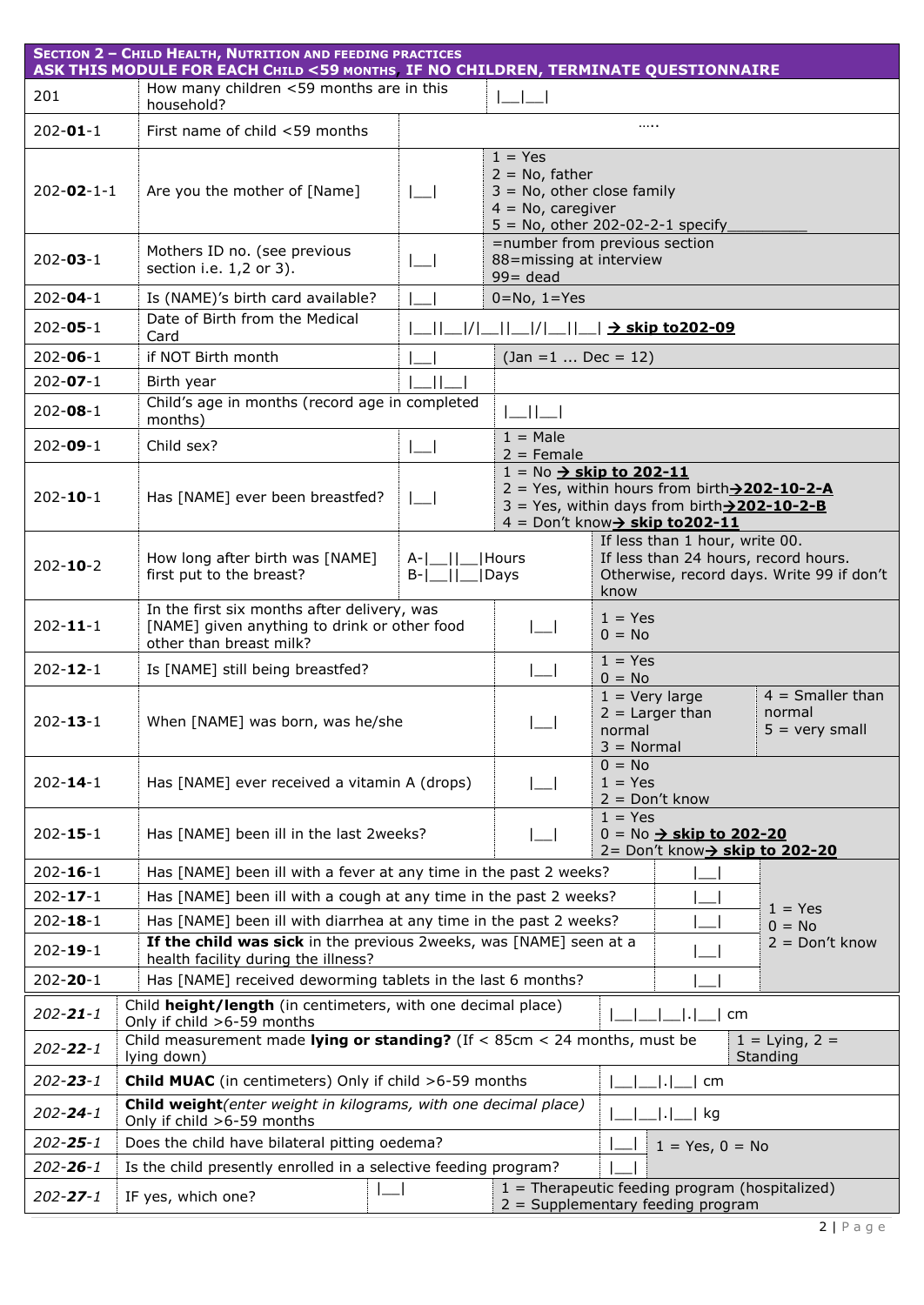| **Section 2 – Child Health, Nutrition and feeding practices** **Ask this module for each Child <59 months, IF NO CHILDREN, TERMINATE QUESTIONNAIRE** | | | |
|---|---|---|---|
| 201 | How many children <59 months are in this household? | \|__\|__\| | |
| 202-**01**-1 | First name of child <59 months | ….. | |
| 202-**02**-1-1 | Are you the mother of [Name] | \|__\| | 1 = Yes<br>2 = No, father<br>3 = No, other close family<br>4 = No, caregiver<br>5 = No, other 202-02-2-1 specify_________ |
| 202-**03**-1 | Mothers ID no. (see previous section i.e. 1,2 or 3). | \|__\| | =number from previous section<br>88=missing at interview<br>99= dead |
| 202-**04**-1 | Is (NAME)'s birth card available? | \|__\| | 0=No, 1=Yes |
| 202-**05**-1 | Date of Birth from the Medical Card | \|__\|\|__\|/\|__\|\|__\|/\|__\|\|__\| → **skip to202-09** | |
| 202-**06**-1 | if NOT Birth month | \|__\| | (Jan =1 … Dec = 12) |
| 202-**07**-1 | Birth year | \|__\|\|__\| | |
| 202-**08**-1 | Child's age in months (record age in completed months) | \|__\|\|__\| | |
| 202-**09**-1 | Child sex? | \|__\| | 1 = Male<br>2 = Female |
| 202-**10**-1 | Has [NAME] ever been breastfed? | \|__\| | 1 = No → **skip to 202-11**<br>2 = Yes, within hours from birth→**202-10-2-A**<br>3 = Yes, within days from birth→**202-10-2-B**<br>4 = Don't know→ **skip to202-11** |
| 202-**10**-2 | How long after birth was [NAME] first put to the breast? | A-\|__\|\|__\|Hours<br>B-\|__\|\|__\|Days | If less than 1 hour, write 00.<br>If less than 24 hours, record hours.<br>Otherwise, record days. Write 99 if don't know |
| 202-**11**-1 | In the first six months after delivery, was [NAME] given anything to drink or other food other than breast milk? | \|__\| | 1 = Yes<br>0 = No |
| 202-**12**-1 | Is [NAME] still being breastfed? | \|__\| | 1 = Yes<br>0 = No |
| 202-**13**-1 | When [NAME] was born, was he/she | \|__\| | 1 = Very large<br>2 = Larger than normal<br>3 = Normal<br>4 = Smaller than normal<br>5 = very small |
| 202-**14**-1 | Has [NAME] ever received a vitamin A (drops) | \|__\| | 0 = No<br>1 = Yes<br>2 = Don't know |
| 202-**15**-1 | Has [NAME] been ill in the last 2weeks? | \|__\| | 1 = Yes<br>0 = No → **skip to 202-20**<br>2= Don't know→ **skip to 202-20** |
| 202-**16**-1 | Has [NAME] been ill with a fever at any time in the past 2 weeks? | \|__\| | 1 = Yes<br>0 = No<br>2 = Don't know |
| 202-**17**-1 | Has [NAME] been ill with a cough at any time in the past 2 weeks? | \|__\| | 1 = Yes<br>0 = No<br>2 = Don't know |
| 202-**18**-1 | Has [NAME] been ill with diarrhea at any time in the past 2 weeks? | \|__\| | 1 = Yes<br>0 = No<br>2 = Don't know |
| 202-**19**-1 | **If the child was sick** in the previous 2weeks, was [NAME] seen at a health facility during the illness? | \|__\| | 1 = Yes<br>0 = No<br>2 = Don't know |
| 202-**20**-1 | Has [NAME] received deworming tablets in the last 6 months? | \|__\| | 1 = Yes<br>0 = No<br>2 = Don't know |
| *202-21-1* | Child **height/length** (in centimeters, with one decimal place) Only if child >6-59 months | \|__\|__\|__\|.\|__\| cm | |
| *202-22-1* | Child measurement made **lying or standing?** (If < 85cm < 24 months, must be lying down) | | 1 = Lying, 2 = Standing |
| *202-23-1* | **Child MUAC** (in centimeters) Only if child >6-59 months | \|__\|__\|.\|__\| cm | |
| *202-24-1* | **Child weight**(*enter weight in kilograms, with one decimal place)* Only if child >6-59 months | \|__\|__\|.\|__\| kg | |
| *202-25-1* | Does the child have bilateral pitting oedema? | \|__\| | 1 = Yes, 0 = No |
| *202-26-1* | Is the child presently enrolled in a selective feeding program? | \|__\| | 1 = Yes, 0 = No |
| *202-27-1* | IF yes, which one? | \|__\| | 1 = Therapeutic feeding program (hospitalized)<br>2 = Supplementary feeding program |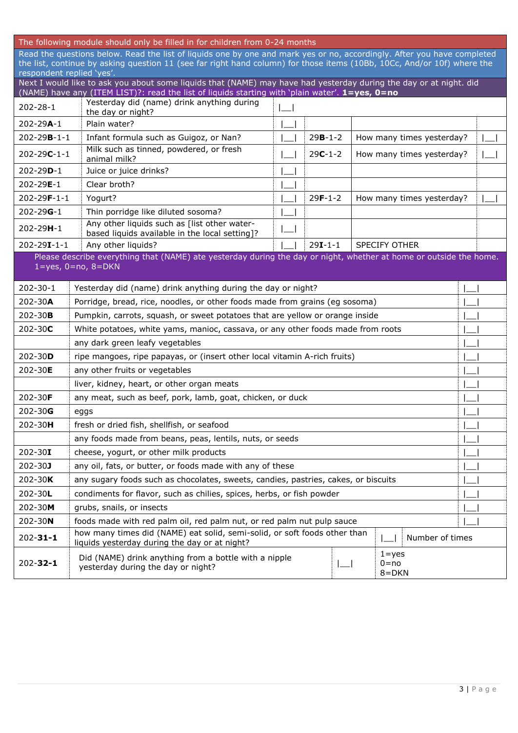The following module should only be filled in for children from 0-24 months

Read the questions below. Read the list of liquids one by one and mark yes or no, accordingly. After you have completed the list, continue by asking question 11 (see far right hand column) for those items (10Bb, 10Cc, And/or 10f) where the respondent replied 'yes'.

Next I would like to ask you about some liquids that (NAME) may have had yesterday during the day or at night. did (NAME) have any (ITEM LIST)?: read the list of liquids starting with 'plain water'. **1=yes, 0=no**

| | | | | | |
|---|---|---|---|---|---|
| 202-28-1 | Yesterday did (name) drink anything during the day or night? | \|__\| | | | |
| 202-29**A**-1 | Plain water? | \|__\| | | | |
| 202-29**B**-1-1 | Infant formula such as Guigoz, or Nan? | \|__\| | 29**B**-1-2 | How many times yesterday? | \|__\| |
| 202-29**C**-1-1 | Milk such as tinned, powdered, or fresh animal milk? | \|__\| | 29**C**-1-2 | How many times yesterday? | \|__\| |
| 202-29**D**-1 | Juice or juice drinks? | \|__\| | | | |
| 202-29**E**-1 | Clear broth? | \|__\| | | | |
| 202-29**F**-1-1 | Yogurt? | \|__\| | 29**F**-1-2 | How many times yesterday? | \|__\| |
| 202-29**G**-1 | Thin porridge like diluted sosoma? | \|__\| | | | |
| 202-29**H**-1 | Any other liquids such as [list other water-based liquids available in the local setting]? | \|__\| | | | |
| 202-29**I**-1-1 | Any other liquids? | \|__\| | 29**I**-1-1 | SPECIFY OTHER | |

Please describe everything that (NAME) ate yesterday during the day or night, whether at home or outside the home. 1=yes, 0=no, 8=DKN

| | | |
|---|---|---|
| 202-30-1 | Yesterday did (name) drink anything during the day or night? | \|__\| |
| 202-30**A** | Porridge, bread, rice, noodles, or other foods made from grains (eg sosoma) | \|__\| |
| 202-30**B** | Pumpkin, carrots, squash, or sweet potatoes that are yellow or orange inside | \|__\| |
| 202-30**C** | White potatoes, white yams, manioc, cassava, or any other foods made from roots | \|__\| |
| | any dark green leafy vegetables | \|__\| |
| 202-30**D** | ripe mangoes, ripe papayas, or (insert other local vitamin A-rich fruits) | \|__\| |
| 202-30**E** | any other fruits or vegetables | \|__\| |
| | liver, kidney, heart, or other organ meats | \|__\| |
| 202-30**F** | any meat, such as beef, pork, lamb, goat, chicken, or duck | \|__\| |
| 202-30**G** | eggs | \|__\| |
| 202-30**H** | fresh or dried fish, shellfish, or seafood | \|__\| |
| | any foods made from beans, peas, lentils, nuts, or seeds | \|__\| |
| 202-30**I** | cheese, yogurt, or other milk products | \|__\| |
| 202-30**J** | any oil, fats, or butter, or foods made with any of these | \|__\| |
| 202-30**K** | any sugary foods such as chocolates, sweets, candies, pastries, cakes, or biscuits | \|__\| |
| 202-30**L** | condiments for flavor, such as chilies, spices, herbs, or fish powder | \|__\| |
| 202-30**M** | grubs, snails, or insects | \|__\| |
| 202-30**N** | foods made with red palm oil, red palm nut, or red palm nut pulp sauce | \|__\| |

| | | | |
|---|---|---|---|
| 202-**31-1** | how many times did (NAME) eat solid, semi-solid, or soft foods other than liquids yesterday during the day or at night? | \|__\| | Number of times |
| 202-**32-1** | Did (NAME) drink anything from a bottle with a nipple yesterday during the day or night? | \|__\| | 1=yes<br>0=no<br>8=DKN |